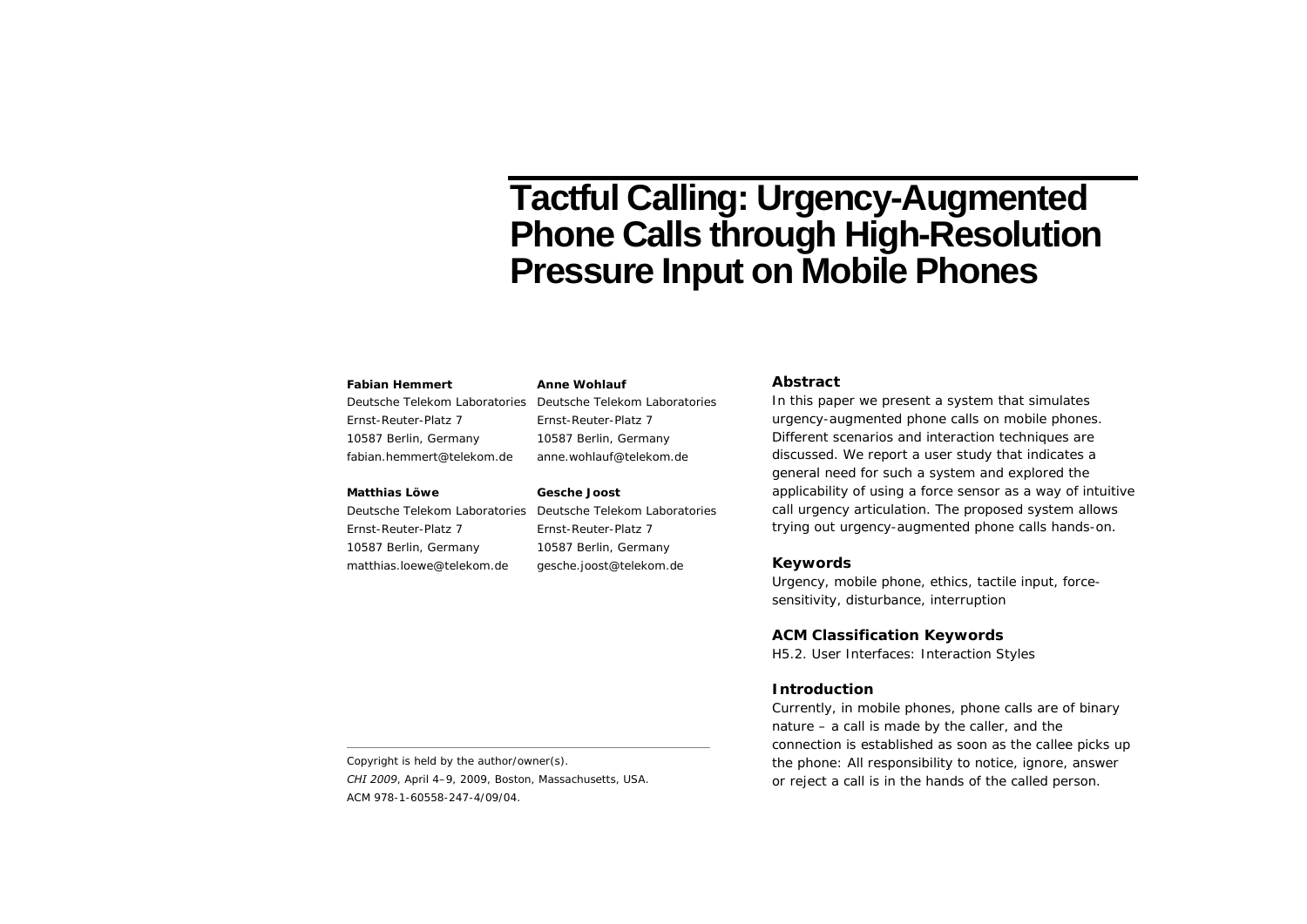# Tactful Calling: Urgency-Augmented Phone Calls through High-Resolution Pressure Input on Mobile Phones

**Fabian Hemmert**
Deutsche Telekom Laboratories
Ernst-Reuter-Platz 7
10587 Berlin, Germany
fabian.hemmert@telekom.de

**Anne Wohlauf**
Deutsche Telekom Laboratories
Ernst-Reuter-Platz 7
10587 Berlin, Germany
anne.wohlauf@telekom.de

**Matthias Löwe**
Deutsche Telekom Laboratories
Ernst-Reuter-Platz 7
10587 Berlin, Germany
matthias.loewe@telekom.de

**Gesche Joost**
Deutsche Telekom Laboratories
Ernst-Reuter-Platz 7
10587 Berlin, Germany
gesche.joost@telekom.de

Copyright is held by the author/owner(s).
*CHI 2009*, April 4–9, 2009, Boston, Massachusetts, USA.
ACM 978-1-60558-247-4/09/04.

## Abstract

In this paper we present a system that simulates urgency-augmented phone calls on mobile phones. Different scenarios and interaction techniques are discussed. We report a user study that indicates a general need for such a system and explored the applicability of using a force sensor as a way of intuitive call urgency articulation. The proposed system allows trying out urgency-augmented phone calls hands-on.

## Keywords

Urgency, mobile phone, ethics, tactile input, force-sensitivity, disturbance, interruption

## ACM Classification Keywords

H5.2. User Interfaces: Interaction Styles

## Introduction

Currently, in mobile phones, phone calls are of binary nature – a call is made by the caller, and the connection is established as soon as the callee picks up the phone: All responsibility to notice, ignore, answer or reject a call is in the hands of the called person.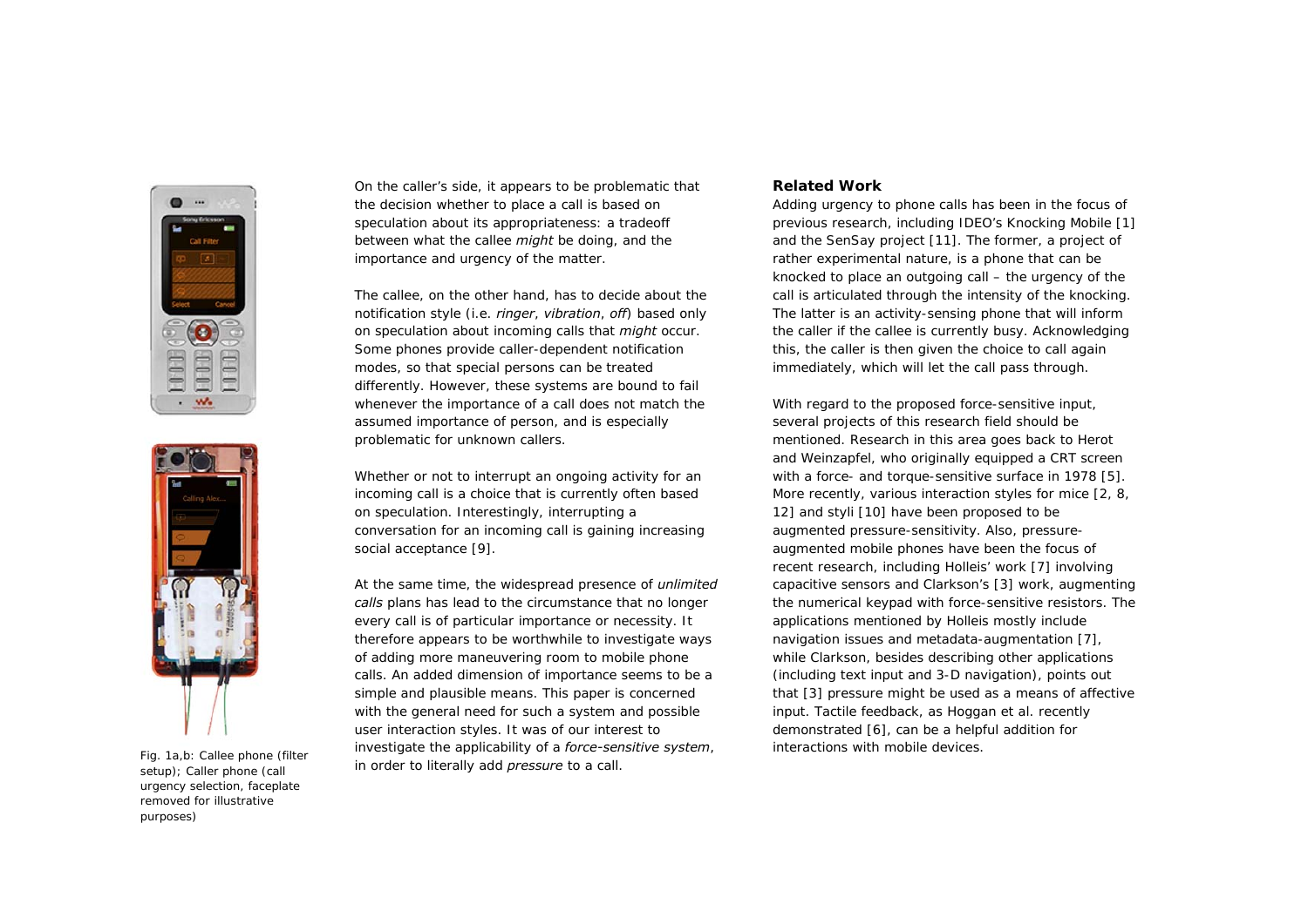On the caller's side, it appears to be problematic that the decision whether to place a call is based on speculation about its appropriateness: a tradeoff between what the callee *might* be doing, and the importance and urgency of the matter.

The callee, on the other hand, has to decide about the notification style (i.e. *ringer*, *vibration*, *off*) based only on speculation about incoming calls that *might* occur. Some phones provide caller-dependent notification modes, so that special persons can be treated differently. However, these systems are bound to fail whenever the importance of a call does not match the assumed importance of person, and is especially problematic for unknown callers.

Whether or not to interrupt an ongoing activity for an incoming call is a choice that is currently often based on speculation. Interestingly, interrupting a conversation for an incoming call is gaining increasing social acceptance [9].

At the same time, the widespread presence of *unlimited calls* plans has lead to the circumstance that no longer every call is of particular importance or necessity. It therefore appears to be worthwhile to investigate ways of adding more maneuvering room to mobile phone calls. An added dimension of importance seems to be a simple and plausible means. This paper is concerned with the general need for such a system and possible user interaction styles. It was of our interest to investigate the applicability of a *force-sensitive system*, in order to literally add *pressure* to a call.

Fig. 1a,b: Callee phone (filter setup); Caller phone (call urgency selection, faceplate removed for illustrative purposes)

## Related Work

Adding urgency to phone calls has been in the focus of previous research, including IDEO's Knocking Mobile [1] and the SenSay project [11]. The former, a project of rather experimental nature, is a phone that can be knocked to place an outgoing call – the urgency of the call is articulated through the intensity of the knocking. The latter is an activity-sensing phone that will inform the caller if the callee is currently busy. Acknowledging this, the caller is then given the choice to call again immediately, which will let the call pass through.

With regard to the proposed force-sensitive input, several projects of this research field should be mentioned. Research in this area goes back to Herot and Weinzapfel, who originally equipped a CRT screen with a force- and torque-sensitive surface in 1978 [5]. More recently, various interaction styles for mice [2, 8, 12] and styli [10] have been proposed to be augmented pressure-sensitivity. Also, pressure-augmented mobile phones have been the focus of recent research, including Holleis' work [7] involving capacitive sensors and Clarkson's [3] work, augmenting the numerical keypad with force-sensitive resistors. The applications mentioned by Holleis mostly include navigation issues and metadata-augmentation [7], while Clarkson, besides describing other applications (including text input and 3-D navigation), points out that [3] pressure might be used as a means of affective input. Tactile feedback, as Hoggan et al. recently demonstrated [6], can be a helpful addition for interactions with mobile devices.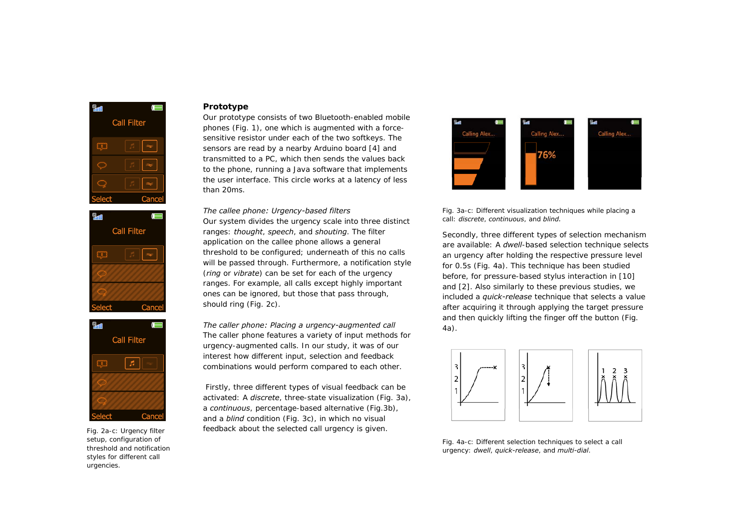Fig. 2a-c: Urgency filter setup, configuration of threshold and notification styles for different call urgencies.

## Prototype

Our prototype consists of two Bluetooth-enabled mobile phones (Fig. 1), one which is augmented with a force-sensitive resistor under each of the two softkeys. The sensors are read by a nearby Arduino board [4] and transmitted to a PC, which then sends the values back to the phone, running a Java software that implements the user interface. This circle works at a latency of less than 20ms.

*The callee phone: Urgency-based filters*

Our system divides the urgency scale into three distinct ranges: *thought*, *speech*, and *shouting*. The filter application on the callee phone allows a general threshold to be configured; underneath of this no calls will be passed through. Furthermore, a notification style (*ring* or *vibrate*) can be set for each of the urgency ranges. For example, all calls except highly important ones can be ignored, but those that pass through, should ring (Fig. 2c).

*The caller phone: Placing a urgency-augmented call*

The caller phone features a variety of input methods for urgency-augmented calls. In our study, it was of our interest how different input, selection and feedback combinations would perform compared to each other.

Firstly, three different types of visual feedback can be activated: A *discrete*, three-state visualization (Fig. 3a), a *continuous*, percentage-based alternative (Fig.3b), and a *blind* condition (Fig. 3c), in which no visual feedback about the selected call urgency is given.

Fig. 3a-c: Different visualization techniques while placing a call: *discrete*, *continuous*, and *blind*.

Secondly, three different types of selection mechanism are available: A *dwell*-based selection technique selects an urgency after holding the respective pressure level for 0.5s (Fig. 4a). This technique has been studied before, for pressure-based stylus interaction in [10] and [2]. Also similarly to these previous studies, we included a *quick-release* technique that selects a value after acquiring it through applying the target pressure and then quickly lifting the finger off the button (Fig. 4a).

Fig. 4a-c: Different selection techniques to select a call urgency: *dwell*, *quick-release*, and *multi-dial*.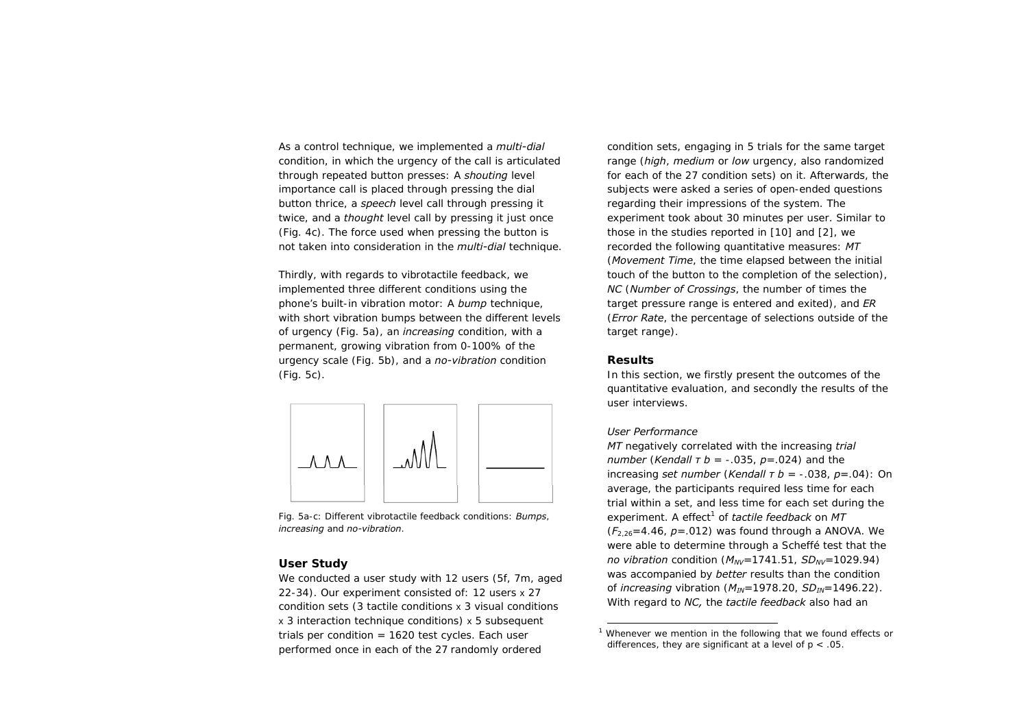As a control technique, we implemented a *multi-dial* condition, in which the urgency of the call is articulated through repeated button presses: A *shouting* level importance call is placed through pressing the dial button thrice, a *speech* level call through pressing it twice, and a *thought* level call by pressing it just once (Fig. 4c). The force used when pressing the button is not taken into consideration in the *multi-dial* technique.

Thirdly, with regards to vibrotactile feedback, we implemented three different conditions using the phone's built-in vibration motor: A *bump* technique, with short vibration bumps between the different levels of urgency (Fig. 5a), an *increasing* condition, with a permanent, growing vibration from 0-100% of the urgency scale (Fig. 5b), and a *no-vibration* condition (Fig. 5c).

Fig. 5a-c: Different vibrotactile feedback conditions: *Bumps*, *increasing* and *no-vibration*.

## User Study

We conducted a user study with 12 users (5f, 7m, aged 22-34). Our experiment consisted of: 12 users x 27 condition sets (3 tactile conditions x 3 visual conditions x 3 interaction technique conditions) x 5 subsequent trials per condition = 1620 test cycles. Each user performed once in each of the 27 randomly ordered condition sets, engaging in 5 trials for the same target range (*high*, *medium* or *low* urgency, also randomized for each of the 27 condition sets) on it. Afterwards, the subjects were asked a series of open-ended questions regarding their impressions of the system. The experiment took about 30 minutes per user. Similar to those in the studies reported in [10] and [2], we recorded the following quantitative measures: *MT* (*Movement Time*, the time elapsed between the initial touch of the button to the completion of the selection), *NC* (*Number of Crossings*, the number of times the target pressure range is entered and exited), and *ER* (*Error Rate*, the percentage of selections outside of the target range).

## Results

In this section, we firstly present the outcomes of the quantitative evaluation, and secondly the results of the user interviews.

### *User Performance*

*MT* negatively correlated with the increasing *trial number* (*Kendall* $\tau$ *b* = -.035, *p*=.024) and the increasing *set number* (*Kendall* $\tau$ *b* = -.038, *p*=.04): On average, the participants required less time for each trial within a set, and less time for each set during the experiment. A effect[1] of *tactile feedback* on *MT* ($F_{2,26}$=4.46, *p*=.012) was found through a ANOVA. We were able to determine through a Scheffé test that the *no vibration* condition ($M_{NV}$=1741.51, $SD_{NV}$=1029.94) was accompanied by *better* results than the condition of *increasing* vibration ($M_{IN}$=1978.20, $SD_{IN}$=1496.22). With regard to *NC,* the *tactile feedback* also had an

[1] Whenever we mention in the following that we found effects or differences, they are significant at a level of $p < .05$.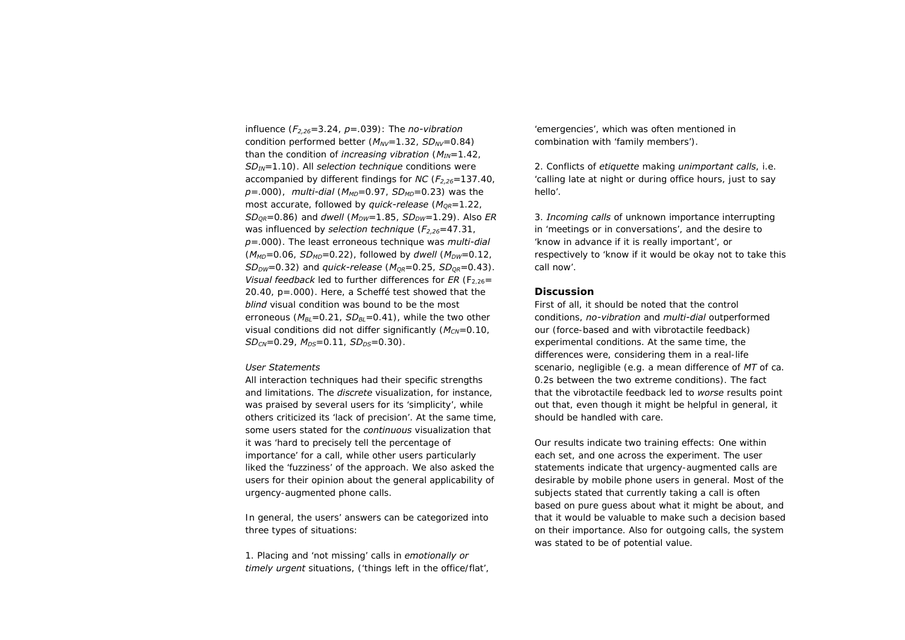influence ($F_{2,26}$=3.24, $p$=.039): The *no-vibration* condition performed better ($M_{NV}$=1.32, $SD_{NV}$=0.84) than the condition of *increasing vibration* ($M_{IN}$=1.42, $SD_{IN}$=1.10). All *selection technique* conditions were accompanied by different findings for *NC* ($F_{2,26}$=137.40, $p$=.000), *multi-dial* ($M_{MD}$=0.97, $SD_{MD}$=0.23) was the most accurate, followed by *quick-release* ($M_{QR}$=1.22, $SD_{QR}$=0.86) and *dwell* ($M_{DW}$=1.85, $SD_{DW}$=1.29). Also *ER* was influenced by *selection technique* ($F_{2,26}$=47.31, $p$=.000). The least erroneous technique was *multi-dial* ($M_{MD}$=0.06, $SD_{MD}$=0.22), followed by *dwell* ($M_{DW}$=0.12, $SD_{DW}$=0.32) and *quick-release* ($M_{QR}$=0.25, $SD_{QR}$=0.43). *Visual feedback* led to further differences for *ER* ($F_{2,26}$= 20.40, p=.000). Here, a Scheffé test showed that the *blind* visual condition was bound to be the most erroneous ($M_{BL}$=0.21, $SD_{BL}$=0.41), while the two other visual conditions did not differ significantly ($M_{CN}$=0.10, $SD_{CN}$=0.29, $M_{DS}$=0.11, $SD_{DS}$=0.30).

*User Statements*

All interaction techniques had their specific strengths and limitations. The *discrete* visualization, for instance, was praised by several users for its 'simplicity', while others criticized its 'lack of precision'. At the same time, some users stated for the *continuous* visualization that it was 'hard to precisely tell the percentage of importance' for a call, while other users particularly liked the 'fuzziness' of the approach. We also asked the users for their opinion about the general applicability of urgency-augmented phone calls.

In general, the users' answers can be categorized into three types of situations:

1. Placing and 'not missing' calls in *emotionally or timely urgent* situations, ('things left in the office/flat', 'emergencies', which was often mentioned in combination with 'family members').

2. Conflicts of *etiquette* making *unimportant calls*, i.e. 'calling late at night or during office hours, just to say hello'.

3. *Incoming calls* of unknown importance interrupting in 'meetings or in conversations', and the desire to 'know in advance if it is really important', or respectively to 'know if it would be okay not to take this call now'.

## Discussion

First of all, it should be noted that the control conditions, *no-vibration* and *multi-dial* outperformed our (force-based and with vibrotactile feedback) experimental conditions. At the same time, the differences were, considering them in a real-life scenario, negligible (e.g. a mean difference of *MT* of ca. 0.2s between the two extreme conditions). The fact that the vibrotactile feedback led to *worse* results point out that, even though it might be helpful in general, it should be handled with care.

Our results indicate two training effects: One within each set, and one across the experiment. The user statements indicate that urgency-augmented calls are desirable by mobile phone users in general. Most of the subjects stated that currently taking a call is often based on pure guess about what it might be about, and that it would be valuable to make such a decision based on their importance. Also for outgoing calls, the system was stated to be of potential value.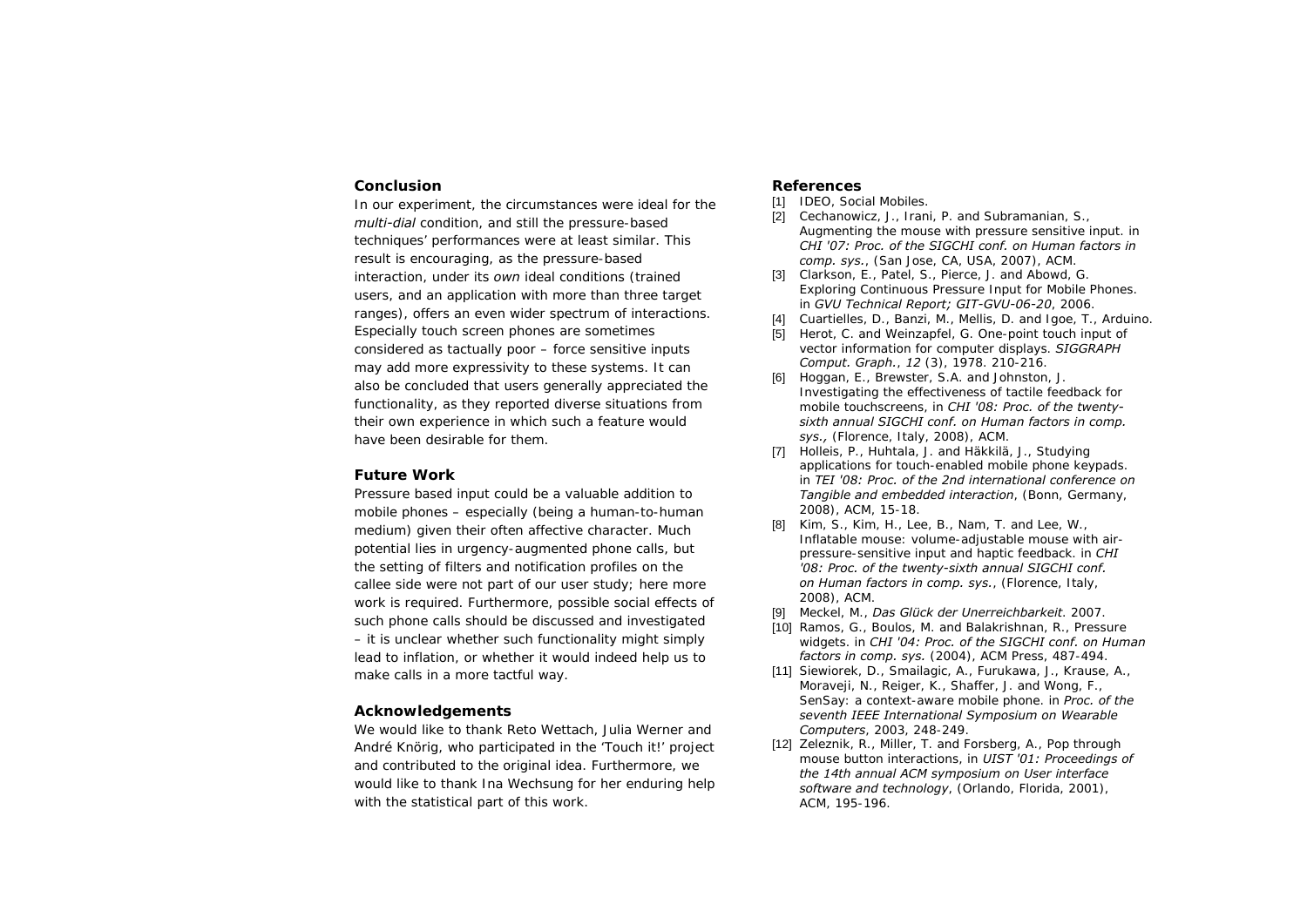## Conclusion

In our experiment, the circumstances were ideal for the *multi-dial* condition, and still the pressure-based techniques' performances were at least similar. This result is encouraging, as the pressure-based interaction, under its *own* ideal conditions (trained users, and an application with more than three target ranges), offers an even wider spectrum of interactions. Especially touch screen phones are sometimes considered as tactually poor – force sensitive inputs may add more expressivity to these systems. It can also be concluded that users generally appreciated the functionality, as they reported diverse situations from their own experience in which such a feature would have been desirable for them.

## Future Work

Pressure based input could be a valuable addition to mobile phones – especially (being a human-to-human medium) given their often affective character. Much potential lies in urgency-augmented phone calls, but the setting of filters and notification profiles on the callee side were not part of our user study; here more work is required. Furthermore, possible social effects of such phone calls should be discussed and investigated – it is unclear whether such functionality might simply lead to inflation, or whether it would indeed help us to make calls in a more tactful way.

## Acknowledgements

We would like to thank Reto Wettach, Julia Werner and André Knörig, who participated in the 'Touch it!' project and contributed to the original idea. Furthermore, we would like to thank Ina Wechsung for her enduring help with the statistical part of this work.

## References

[1] IDEO, Social Mobiles.

[2] Cechanowicz, J., Irani, P. and Subramanian, S., Augmenting the mouse with pressure sensitive input. in *CHI '07: Proc. of the SIGCHI conf. on Human factors in comp. sys.*, (San Jose, CA, USA, 2007), ACM.

[3] Clarkson, E., Patel, S., Pierce, J. and Abowd, G. Exploring Continuous Pressure Input for Mobile Phones. in *GVU Technical Report; GIT-GVU-06-20*, 2006.

[4] Cuartielles, D., Banzi, M., Mellis, D. and Igoe, T., Arduino.

[5] Herot, C. and Weinzapfel, G. One-point touch input of vector information for computer displays. *SIGGRAPH Comput. Graph.*, *12* (3), 1978. 210-216.

[6] Hoggan, E., Brewster, S.A. and Johnston, J. Investigating the effectiveness of tactile feedback for mobile touchscreens, in *CHI '08: Proc. of the twenty-sixth annual SIGCHI conf. on Human factors in comp. sys.,* (Florence, Italy, 2008), ACM.

[7] Holleis, P., Huhtala, J. and Häkkilä, J., Studying applications for touch-enabled mobile phone keypads. in *TEI '08: Proc. of the 2nd international conference on Tangible and embedded interaction*, (Bonn, Germany, 2008), ACM, 15-18.

[8] Kim, S., Kim, H., Lee, B., Nam, T. and Lee, W., Inflatable mouse: volume-adjustable mouse with air-pressure-sensitive input and haptic feedback. in *CHI '08: Proc. of the twenty-sixth annual SIGCHI conf. on Human factors in comp. sys.*, (Florence, Italy, 2008), ACM.

[9] Meckel, M., *Das Glück der Unerreichbarkeit*. 2007.

[10] Ramos, G., Boulos, M. and Balakrishnan, R., Pressure widgets. in *CHI '04: Proc. of the SIGCHI conf. on Human factors in comp. sys.* (2004), ACM Press, 487-494.

[11] Siewiorek, D., Smailagic, A., Furukawa, J., Krause, A., Moraveji, N., Reiger, K., Shaffer, J. and Wong, F., SenSay: a context-aware mobile phone. in *Proc. of the seventh IEEE International Symposium on Wearable Computers*, 2003, 248-249.

[12] Zeleznik, R., Miller, T. and Forsberg, A., Pop through mouse button interactions, in *UIST '01: Proceedings of the 14th annual ACM symposium on User interface software and technology*, (Orlando, Florida, 2001), ACM, 195-196.